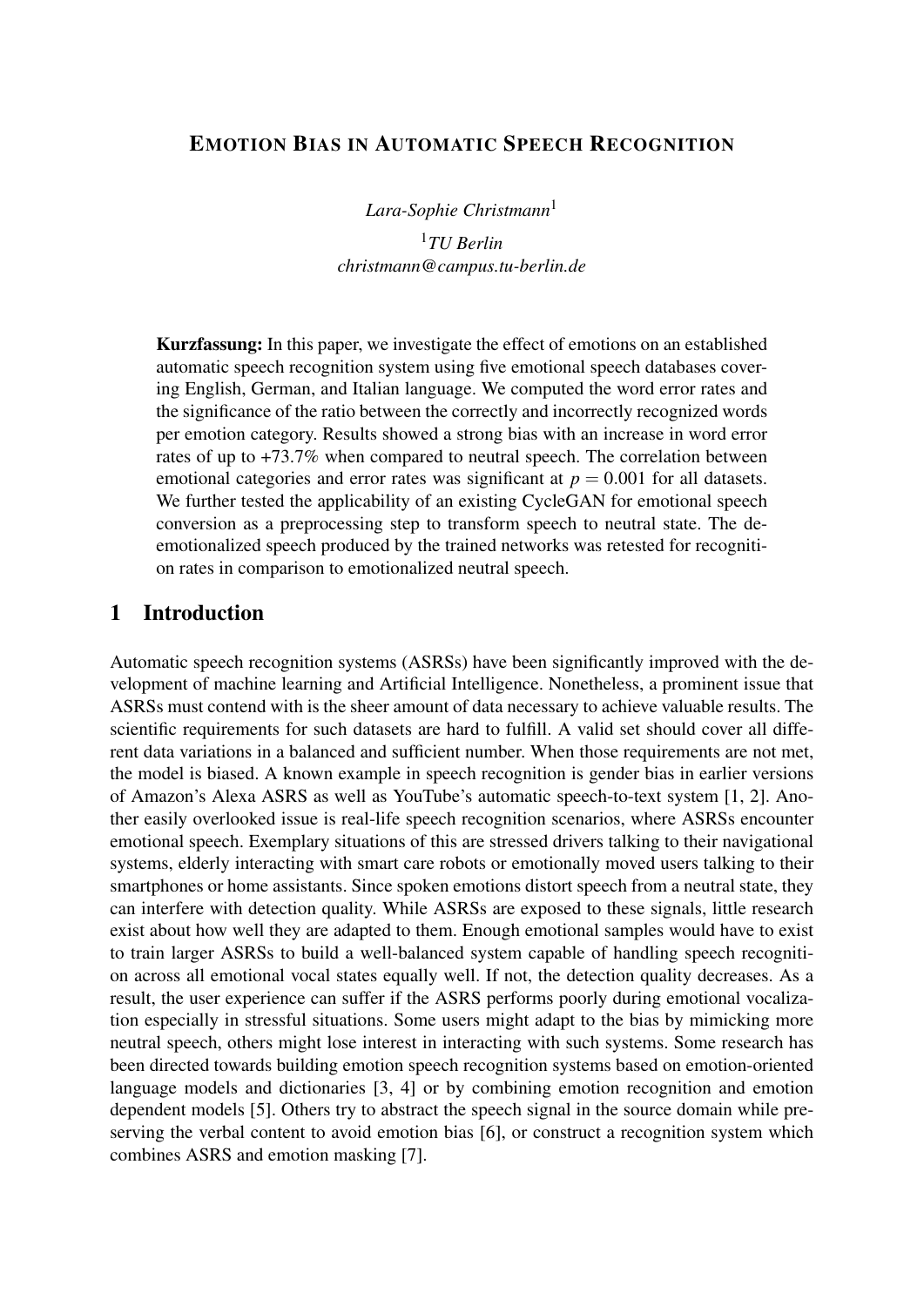# Emotion Bias in Automatic Speech Recognition

*Lara-Sophie Christmann*[1]

[1] *TU Berlin*
*christmann@campus.tu-berlin.de*

**Kurzfassung:** In this paper, we investigate the effect of emotions on an established automatic speech recognition system using five emotional speech databases covering English, German, and Italian language. We computed the word error rates and the significance of the ratio between the correctly and incorrectly recognized words per emotion category. Results showed a strong bias with an increase in word error rates of up to +73.7% when compared to neutral speech. The correlation between emotional categories and error rates was significant at $p = 0.001$ for all datasets. We further tested the applicability of an existing CycleGAN for emotional speech conversion as a preprocessing step to transform speech to neutral state. The de-emotionalized speech produced by the trained networks was retested for recognition rates in comparison to emotionalized neutral speech.

## 1 Introduction

Automatic speech recognition systems (ASRSs) have been significantly improved with the development of machine learning and Artificial Intelligence. Nonetheless, a prominent issue that ASRSs must contend with is the sheer amount of data necessary to achieve valuable results. The scientific requirements for such datasets are hard to fulfill. A valid set should cover all different data variations in a balanced and sufficient number. When those requirements are not met, the model is biased. A known example in speech recognition is gender bias in earlier versions of Amazon's Alexa ASRS as well as YouTube's automatic speech-to-text system [1, 2]. Another easily overlooked issue is real-life speech recognition scenarios, where ASRSs encounter emotional speech. Exemplary situations of this are stressed drivers talking to their navigational systems, elderly interacting with smart care robots or emotionally moved users talking to their smartphones or home assistants. Since spoken emotions distort speech from a neutral state, they can interfere with detection quality. While ASRSs are exposed to these signals, little research exist about how well they are adapted to them. Enough emotional samples would have to exist to train larger ASRSs to build a well-balanced system capable of handling speech recognition across all emotional vocal states equally well. If not, the detection quality decreases. As a result, the user experience can suffer if the ASRS performs poorly during emotional vocalization especially in stressful situations. Some users might adapt to the bias by mimicking more neutral speech, others might lose interest in interacting with such systems. Some research has been directed towards building emotion speech recognition systems based on emotion-oriented language models and dictionaries [3, 4] or by combining emotion recognition and emotion dependent models [5]. Others try to abstract the speech signal in the source domain while preserving the verbal content to avoid emotion bias [6], or construct a recognition system which combines ASRS and emotion masking [7].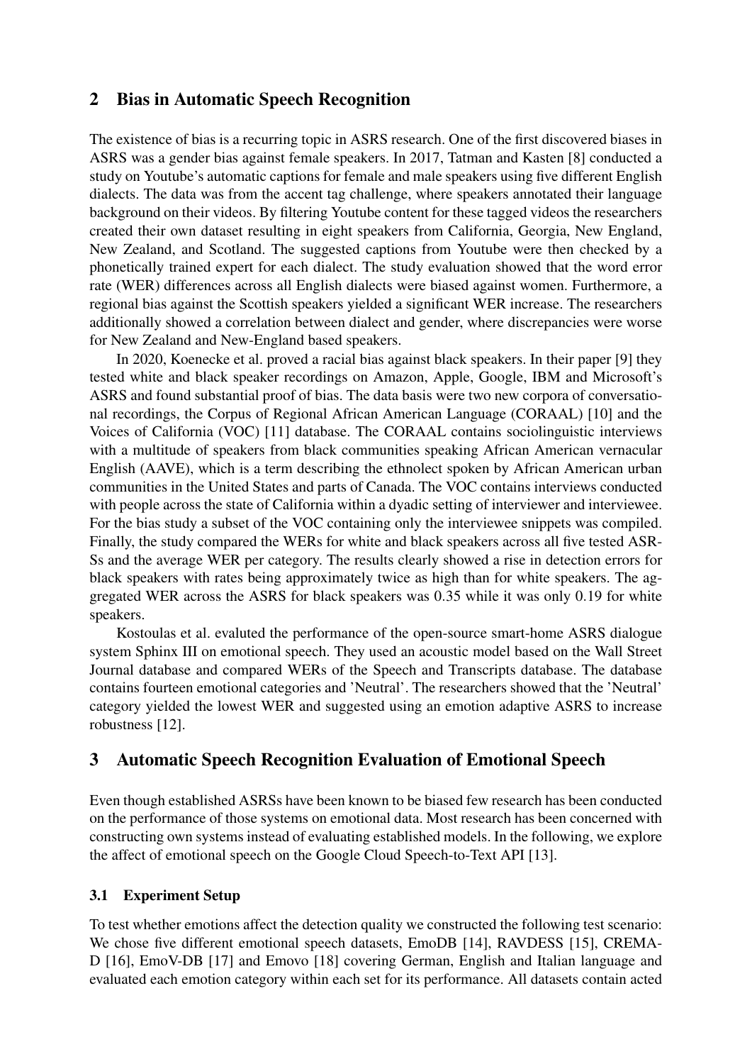## 2 Bias in Automatic Speech Recognition

The existence of bias is a recurring topic in ASRS research. One of the first discovered biases in ASRS was a gender bias against female speakers. In 2017, Tatman and Kasten [8] conducted a study on Youtube's automatic captions for female and male speakers using five different English dialects. The data was from the accent tag challenge, where speakers annotated their language background on their videos. By filtering Youtube content for these tagged videos the researchers created their own dataset resulting in eight speakers from California, Georgia, New England, New Zealand, and Scotland. The suggested captions from Youtube were then checked by a phonetically trained expert for each dialect. The study evaluation showed that the word error rate (WER) differences across all English dialects were biased against women. Furthermore, a regional bias against the Scottish speakers yielded a significant WER increase. The researchers additionally showed a correlation between dialect and gender, where discrepancies were worse for New Zealand and New-England based speakers.

In 2020, Koenecke et al. proved a racial bias against black speakers. In their paper [9] they tested white and black speaker recordings on Amazon, Apple, Google, IBM and Microsoft's ASRS and found substantial proof of bias. The data basis were two new corpora of conversational recordings, the Corpus of Regional African American Language (CORAAL) [10] and the Voices of California (VOC) [11] database. The CORAAL contains sociolinguistic interviews with a multitude of speakers from black communities speaking African American vernacular English (AAVE), which is a term describing the ethnolect spoken by African American urban communities in the United States and parts of Canada. The VOC contains interviews conducted with people across the state of California within a dyadic setting of interviewer and interviewee. For the bias study a subset of the VOC containing only the interviewee snippets was compiled. Finally, the study compared the WERs for white and black speakers across all five tested ASRSs and the average WER per category. The results clearly showed a rise in detection errors for black speakers with rates being approximately twice as high than for white speakers. The aggregated WER across the ASRS for black speakers was 0.35 while it was only 0.19 for white speakers.

Kostoulas et al. evaluted the performance of the open-source smart-home ASRS dialogue system Sphinx III on emotional speech. They used an acoustic model based on the Wall Street Journal database and compared WERs of the Speech and Transcripts database. The database contains fourteen emotional categories and 'Neutral'. The researchers showed that the 'Neutral' category yielded the lowest WER and suggested using an emotion adaptive ASRS to increase robustness [12].

## 3 Automatic Speech Recognition Evaluation of Emotional Speech

Even though established ASRSs have been known to be biased few research has been conducted on the performance of those systems on emotional data. Most research has been concerned with constructing own systems instead of evaluating established models. In the following, we explore the affect of emotional speech on the Google Cloud Speech-to-Text API [13].

### 3.1 Experiment Setup

To test whether emotions affect the detection quality we constructed the following test scenario: We chose five different emotional speech datasets, EmoDB [14], RAVDESS [15], CREMA-D [16], EmoV-DB [17] and Emovo [18] covering German, English and Italian language and evaluated each emotion category within each set for its performance. All datasets contain acted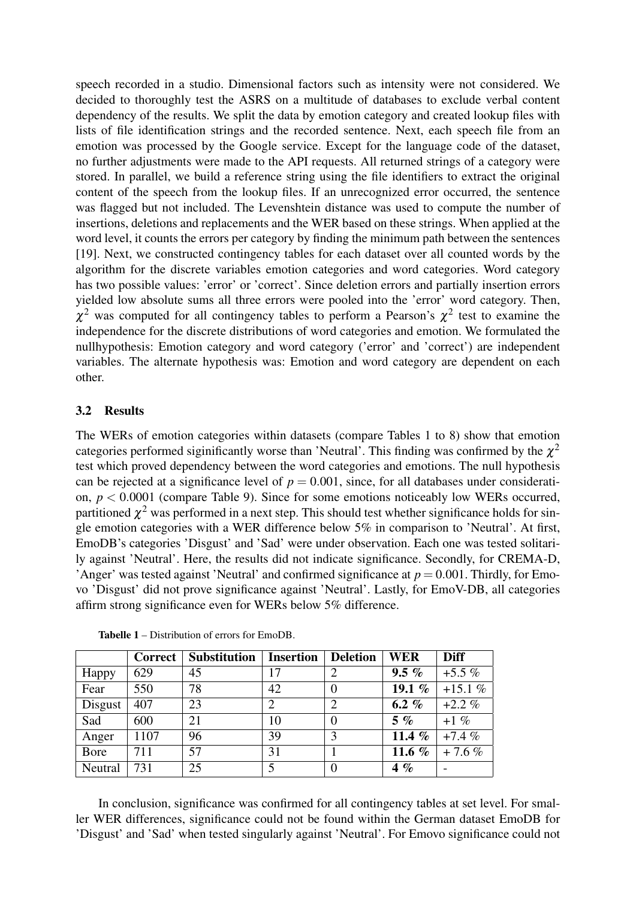speech recorded in a studio. Dimensional factors such as intensity were not considered. We decided to thoroughly test the ASRS on a multitude of databases to exclude verbal content dependency of the results. We split the data by emotion category and created lookup files with lists of file identification strings and the recorded sentence. Next, each speech file from an emotion was processed by the Google service. Except for the language code of the dataset, no further adjustments were made to the API requests. All returned strings of a category were stored. In parallel, we build a reference string using the file identifiers to extract the original content of the speech from the lookup files. If an unrecognized error occurred, the sentence was flagged but not included. The Levenshtein distance was used to compute the number of insertions, deletions and replacements and the WER based on these strings. When applied at the word level, it counts the errors per category by finding the minimum path between the sentences [19]. Next, we constructed contingency tables for each dataset over all counted words by the algorithm for the discrete variables emotion categories and word categories. Word category has two possible values: 'error' or 'correct'. Since deletion errors and partially insertion errors yielded low absolute sums all three errors were pooled into the 'error' word category. Then, $\chi^2$ was computed for all contingency tables to perform a Pearson's $\chi^2$ test to examine the independence for the discrete distributions of word categories and emotion. We formulated the nullhypothesis: Emotion category and word category ('error' and 'correct') are independent variables. The alternate hypothesis was: Emotion and word category are dependent on each other.

### 3.2 Results

The WERs of emotion categories within datasets (compare Tables 1 to 8) show that emotion categories performed siginificantly worse than 'Neutral'. This finding was confirmed by the $\chi^2$ test which proved dependency between the word categories and emotions. The null hypothesis can be rejected at a significance level of $p = 0.001$, since, for all databases under consideration, $p < 0.0001$ (compare Table 9). Since for some emotions noticeably low WERs occurred, partitioned $\chi^2$ was performed in a next step. This should test whether significance holds for single emotion categories with a WER difference below 5% in comparison to 'Neutral'. At first, EmoDB's categories 'Disgust' and 'Sad' were under observation. Each one was tested solitarily against 'Neutral'. Here, the results did not indicate significance. Secondly, for CREMA-D, 'Anger' was tested against 'Neutral' and confirmed significance at $p = 0.001$. Thirdly, for Emovo 'Disgust' did not prove significance against 'Neutral'. Lastly, for EmoV-DB, all categories affirm strong significance even for WERs below 5% difference.

**Tabelle 1** – Distribution of errors for EmoDB.

| | **Correct** | **Substitution** | **Insertion** | **Deletion** | **WER** | **Diff** |
|---|---|---|---|---|---|---|
| Happy | 629 | 45 | 17 | 2 | **9.5 %** | +5.5 % |
| Fear | 550 | 78 | 42 | 0 | **19.1 %** | +15.1 % |
| Disgust | 407 | 23 | 2 | 2 | **6.2 %** | +2.2 % |
| Sad | 600 | 21 | 10 | 0 | **5 %** | +1 % |
| Anger | 1107 | 96 | 39 | 3 | **11.4 %** | +7.4 % |
| Bore | 711 | 57 | 31 | 1 | **11.6 %** | + 7.6 % |
| Neutral | 731 | 25 | 5 | 0 | **4 %** | - |

In conclusion, significance was confirmed for all contingency tables at set level. For smaller WER differences, significance could not be found within the German dataset EmoDB for 'Disgust' and 'Sad' when tested singularly against 'Neutral'. For Emovo significance could not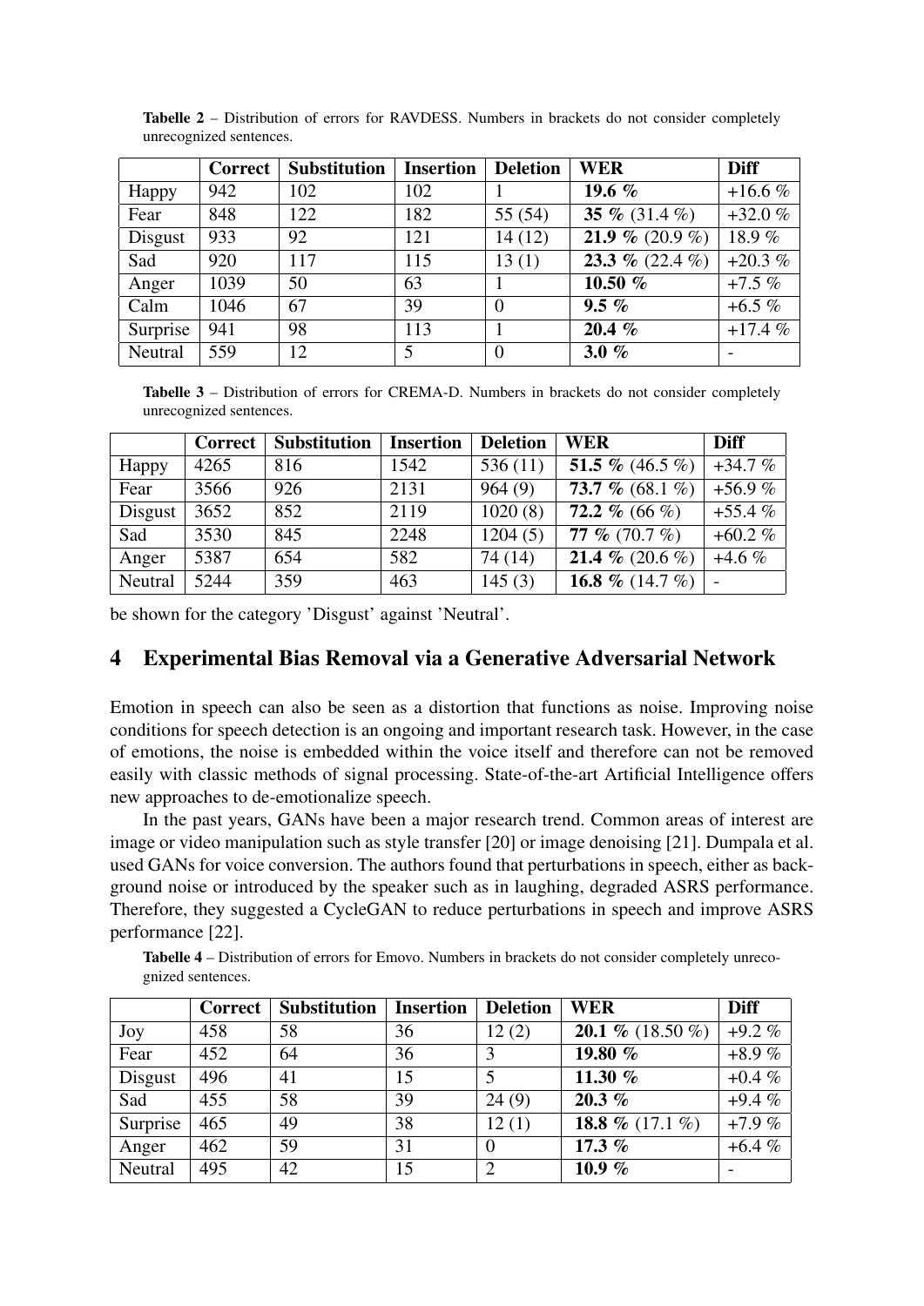**Tabelle 2** – Distribution of errors for RAVDESS. Numbers in brackets do not consider completely unrecognized sentences.

| | **Correct** | **Substitution** | **Insertion** | **Deletion** | **WER** | **Diff** |
|---|---|---|---|---|---|---|
| Happy | 942 | 102 | 102 | 1 | **19.6 %** | +16.6 % |
| Fear | 848 | 122 | 182 | 55 (54) | **35 %** (31.4 %) | +32.0 % |
| Disgust | 933 | 92 | 121 | 14 (12) | **21.9 %** (20.9 %) | 18.9 % |
| Sad | 920 | 117 | 115 | 13 (1) | **23.3 %** (22.4 %) | +20.3 % |
| Anger | 1039 | 50 | 63 | 1 | **10.50 %** | +7.5 % |
| Calm | 1046 | 67 | 39 | 0 | **9.5 %** | +6.5 % |
| Surprise | 941 | 98 | 113 | 1 | **20.4 %** | +17.4 % |
| Neutral | 559 | 12 | 5 | 0 | **3.0 %** | - |

**Tabelle 3** – Distribution of errors for CREMA-D. Numbers in brackets do not consider completely unrecognized sentences.

| | **Correct** | **Substitution** | **Insertion** | **Deletion** | **WER** | **Diff** |
|---|---|---|---|---|---|---|
| Happy | 4265 | 816 | 1542 | 536 (11) | **51.5 %** (46.5 %) | +34.7 % |
| Fear | 3566 | 926 | 2131 | 964 (9) | **73.7 %** (68.1 %) | +56.9 % |
| Disgust | 3652 | 852 | 2119 | 1020 (8) | **72.2 %** (66 %) | +55.4 % |
| Sad | 3530 | 845 | 2248 | 1204 (5) | **77 %** (70.7 %) | +60.2 % |
| Anger | 5387 | 654 | 582 | 74 (14) | **21.4 %** (20.6 %) | +4.6 % |
| Neutral | 5244 | 359 | 463 | 145 (3) | **16.8 %** (14.7 %) | - |

be shown for the category 'Disgust' against 'Neutral'.

# 4 Experimental Bias Removal via a Generative Adversarial Network

Emotion in speech can also be seen as a distortion that functions as noise. Improving noise conditions for speech detection is an ongoing and important research task. However, in the case of emotions, the noise is embedded within the voice itself and therefore can not be removed easily with classic methods of signal processing. State-of-the-art Artificial Intelligence offers new approaches to de-emotionalize speech.

In the past years, GANs have been a major research trend. Common areas of interest are image or video manipulation such as style transfer [20] or image denoising [21]. Dumpala et al. used GANs for voice conversion. The authors found that perturbations in speech, either as background noise or introduced by the speaker such as in laughing, degraded ASRS performance. Therefore, they suggested a CycleGAN to reduce perturbations in speech and improve ASRS performance [22].

**Tabelle 4** – Distribution of errors for Emovo. Numbers in brackets do not consider completely unrecognized sentences.

| | **Correct** | **Substitution** | **Insertion** | **Deletion** | **WER** | **Diff** |
|---|---|---|---|---|---|---|
| Joy | 458 | 58 | 36 | 12 (2) | **20.1 %** (18.50 %) | +9.2 % |
| Fear | 452 | 64 | 36 | 3 | **19.80 %** | +8.9 % |
| Disgust | 496 | 41 | 15 | 5 | **11.30 %** | +0.4 % |
| Sad | 455 | 58 | 39 | 24 (9) | **20.3 %** | +9.4 % |
| Surprise | 465 | 49 | 38 | 12 (1) | **18.8 %** (17.1 %) | +7.9 % |
| Anger | 462 | 59 | 31 | 0 | **17.3 %** | +6.4 % |
| Neutral | 495 | 42 | 15 | 2 | **10.9 %** | - |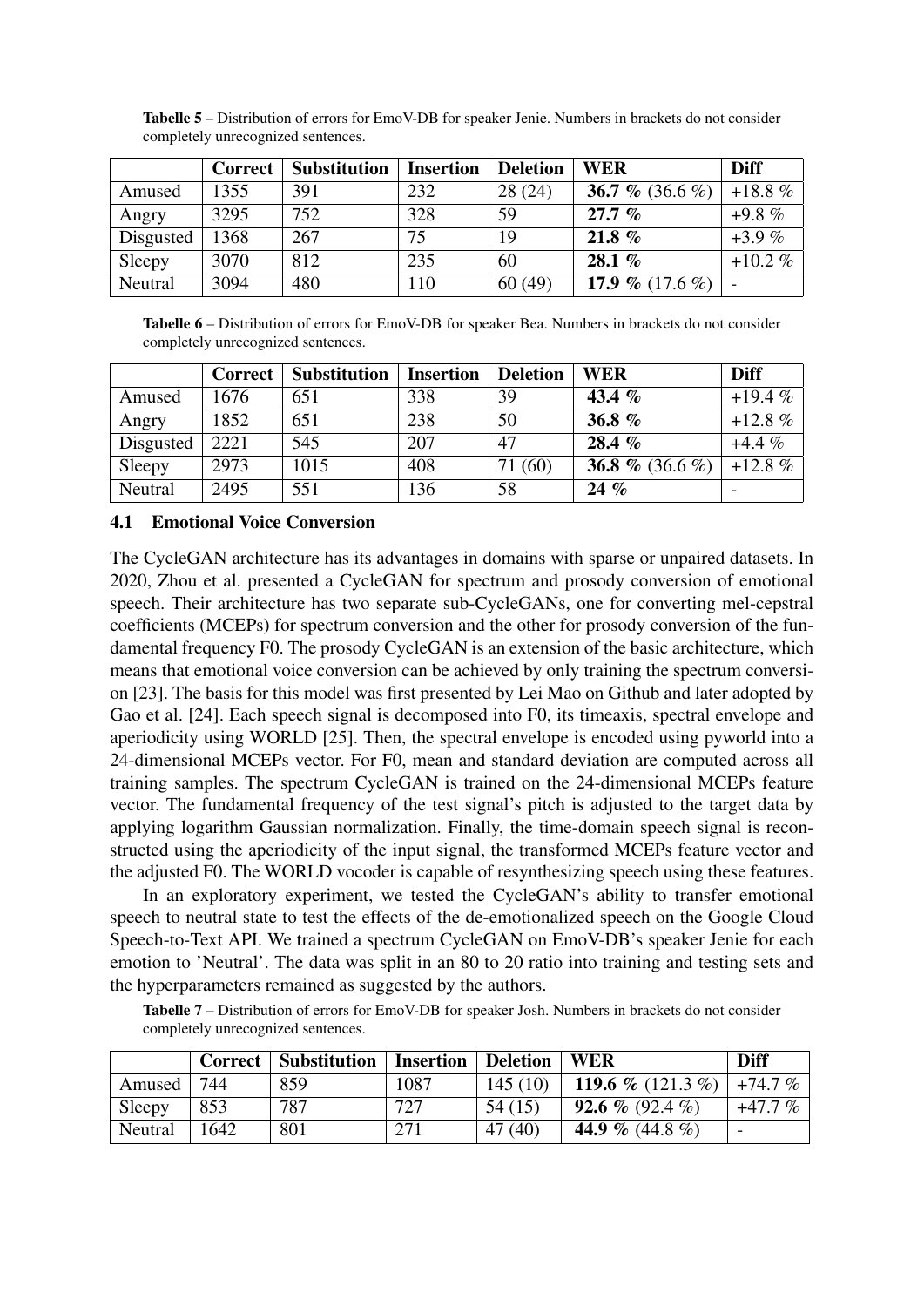**Tabelle 5** – Distribution of errors for EmoV-DB for speaker Jenie. Numbers in brackets do not consider completely unrecognized sentences.

| | Correct | Substitution | Insertion | Deletion | WER | Diff |
|---|---|---|---|---|---|---|
| Amused | 1355 | 391 | 232 | 28 (24) | **36.7 %** (36.6 %) | +18.8 % |
| Angry | 3295 | 752 | 328 | 59 | **27.7 %** | +9.8 % |
| Disgusted | 1368 | 267 | 75 | 19 | **21.8 %** | +3.9 % |
| Sleepy | 3070 | 812 | 235 | 60 | **28.1 %** | +10.2 % |
| Neutral | 3094 | 480 | 110 | 60 (49) | **17.9 %** (17.6 %) | - |

**Tabelle 6** – Distribution of errors for EmoV-DB for speaker Bea. Numbers in brackets do not consider completely unrecognized sentences.

| | Correct | Substitution | Insertion | Deletion | WER | Diff |
|---|---|---|---|---|---|---|
| Amused | 1676 | 651 | 338 | 39 | **43.4 %** | +19.4 % |
| Angry | 1852 | 651 | 238 | 50 | **36.8 %** | +12.8 % |
| Disgusted | 2221 | 545 | 207 | 47 | **28.4 %** | +4.4 % |
| Sleepy | 2973 | 1015 | 408 | 71 (60) | **36.8 %** (36.6 %) | +12.8 % |
| Neutral | 2495 | 551 | 136 | 58 | **24 %** | - |

### 4.1 Emotional Voice Conversion

The CycleGAN architecture has its advantages in domains with sparse or unpaired datasets. In 2020, Zhou et al. presented a CycleGAN for spectrum and prosody conversion of emotional speech. Their architecture has two separate sub-CycleGANs, one for converting mel-cepstral coefficients (MCEPs) for spectrum conversion and the other for prosody conversion of the fundamental frequency F0. The prosody CycleGAN is an extension of the basic architecture, which means that emotional voice conversion can be achieved by only training the spectrum conversion [23]. The basis for this model was first presented by Lei Mao on Github and later adopted by Gao et al. [24]. Each speech signal is decomposed into F0, its timeaxis, spectral envelope and aperiodicity using WORLD [25]. Then, the spectral envelope is encoded using pyworld into a 24-dimensional MCEPs vector. For F0, mean and standard deviation are computed across all training samples. The spectrum CycleGAN is trained on the 24-dimensional MCEPs feature vector. The fundamental frequency of the test signal's pitch is adjusted to the target data by applying logarithm Gaussian normalization. Finally, the time-domain speech signal is reconstructed using the aperiodicity of the input signal, the transformed MCEPs feature vector and the adjusted F0. The WORLD vocoder is capable of resynthesizing speech using these features.

In an exploratory experiment, we tested the CycleGAN's ability to transfer emotional speech to neutral state to test the effects of the de-emotionalized speech on the Google Cloud Speech-to-Text API. We trained a spectrum CycleGAN on EmoV-DB's speaker Jenie for each emotion to 'Neutral'. The data was split in an 80 to 20 ratio into training and testing sets and the hyperparameters remained as suggested by the authors.

**Tabelle 7** – Distribution of errors for EmoV-DB for speaker Josh. Numbers in brackets do not consider completely unrecognized sentences.

| | Correct | Substitution | Insertion | Deletion | WER | Diff |
|---|---|---|---|---|---|---|
| Amused | 744 | 859 | 1087 | 145 (10) | **119.6 %** (121.3 %) | +74.7 % |
| Sleepy | 853 | 787 | 727 | 54 (15) | **92.6 %** (92.4 %) | +47.7 % |
| Neutral | 1642 | 801 | 271 | 47 (40) | **44.9 %** (44.8 %) | - |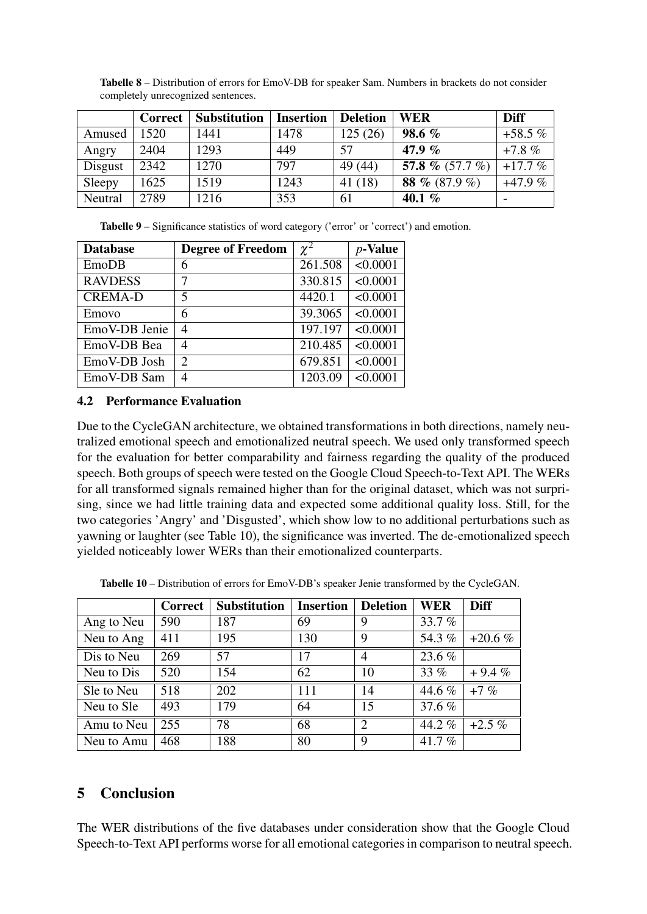**Tabelle 8** – Distribution of errors for EmoV-DB for speaker Sam. Numbers in brackets do not consider completely unrecognized sentences.

| | **Correct** | **Substitution** | **Insertion** | **Deletion** | **WER** | **Diff** |
|---|---|---|---|---|---|---|
| Amused | 1520 | 1441 | 1478 | 125 (26) | **98.6 %** | +58.5 % |
| Angry | 2404 | 1293 | 449 | 57 | **47.9 %** | +7.8 % |
| Disgust | 2342 | 1270 | 797 | 49 (44) | **57.8 %** (57.7 %) | +17.7 % |
| Sleepy | 1625 | 1519 | 1243 | 41 (18) | **88 %** (87.9 %) | +47.9 % |
| Neutral | 2789 | 1216 | 353 | 61 | **40.1 %** | - |

**Tabelle 9** – Significance statistics of word category ('error' or 'correct') and emotion.

| **Database** | **Degree of Freedom** | $\chi^2$ | $p$**-Value** |
|---|---|---|---|
| EmoDB | 6 | 261.508 | <0.0001 |
| RAVDESS | 7 | 330.815 | <0.0001 |
| CREMA-D | 5 | 4420.1 | <0.0001 |
| Emovo | 6 | 39.3065 | <0.0001 |
| EmoV-DB Jenie | 4 | 197.197 | <0.0001 |
| EmoV-DB Bea | 4 | 210.485 | <0.0001 |
| EmoV-DB Josh | 2 | 679.851 | <0.0001 |
| EmoV-DB Sam | 4 | 1203.09 | <0.0001 |

### 4.2 Performance Evaluation

Due to the CycleGAN architecture, we obtained transformations in both directions, namely neutralized emotional speech and emotionalized neutral speech. We used only transformed speech for the evaluation for better comparability and fairness regarding the quality of the produced speech. Both groups of speech were tested on the Google Cloud Speech-to-Text API. The WERs for all transformed signals remained higher than for the original dataset, which was not surprising, since we had little training data and expected some additional quality loss. Still, for the two categories 'Angry' and 'Disgusted', which show low to no additional perturbations such as yawning or laughter (see Table 10), the significance was inverted. The de-emotionalized speech yielded noticeably lower WERs than their emotionalized counterparts.

**Tabelle 10** – Distribution of errors for EmoV-DB's speaker Jenie transformed by the CycleGAN.

| | **Correct** | **Substitution** | **Insertion** | **Deletion** | **WER** | **Diff** |
|---|---|---|---|---|---|---|
| Ang to Neu | 590 | 187 | 69 | 9 | 33.7 % | |
| Neu to Ang | 411 | 195 | 130 | 9 | 54.3 % | +20.6 % |
| Dis to Neu | 269 | 57 | 17 | 4 | 23.6 % | |
| Neu to Dis | 520 | 154 | 62 | 10 | 33 % | + 9.4 % |
| Sle to Neu | 518 | 202 | 111 | 14 | 44.6 % | +7 % |
| Neu to Sle | 493 | 179 | 64 | 15 | 37.6 % | |
| Amu to Neu | 255 | 78 | 68 | 2 | 44.2 % | +2.5 % |
| Neu to Amu | 468 | 188 | 80 | 9 | 41.7 % | |

## 5 Conclusion

The WER distributions of the five databases under consideration show that the Google Cloud Speech-to-Text API performs worse for all emotional categories in comparison to neutral speech.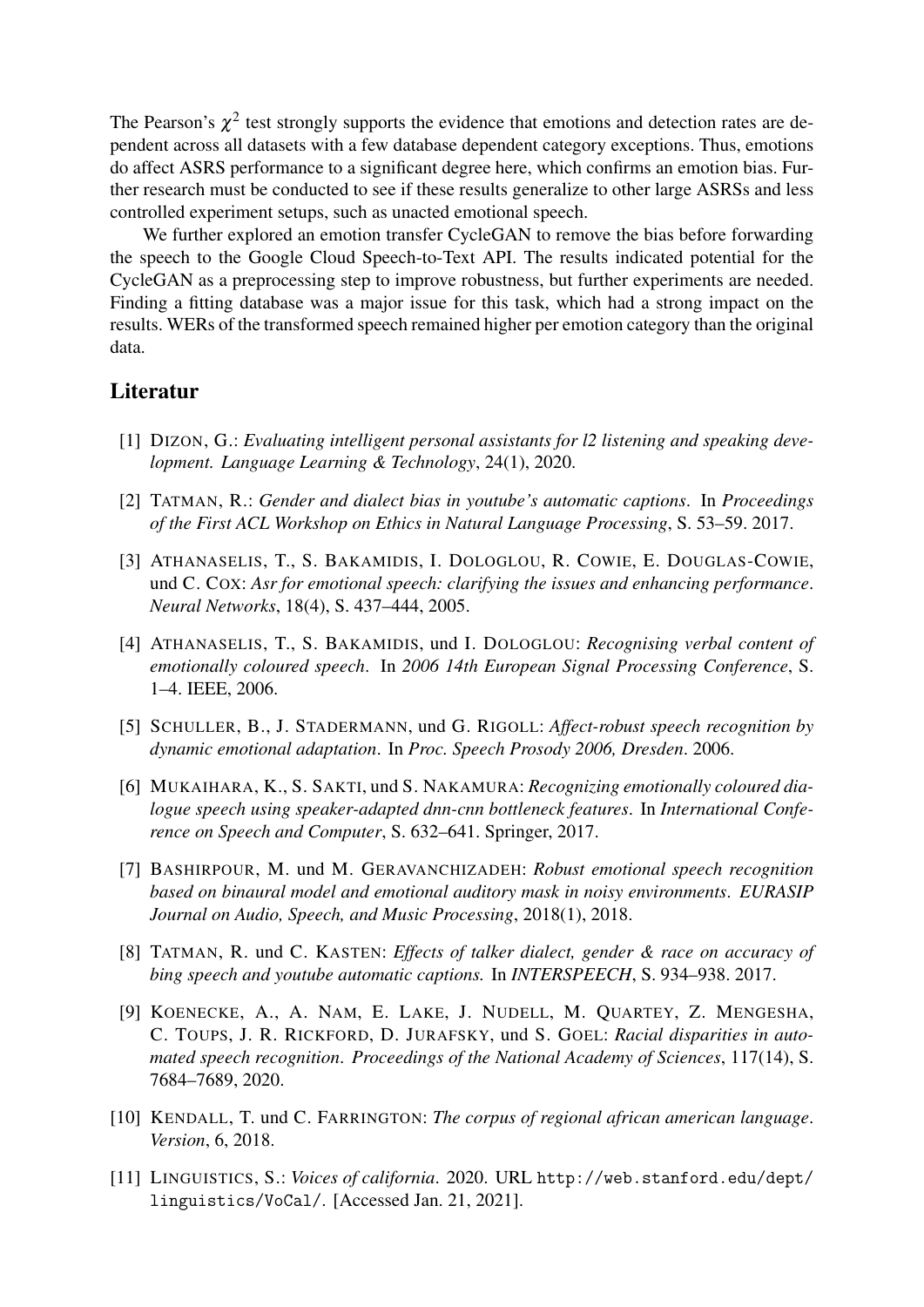The Pearson's $\chi^2$ test strongly supports the evidence that emotions and detection rates are dependent across all datasets with a few database dependent category exceptions. Thus, emotions do affect ASRS performance to a significant degree here, which confirms an emotion bias. Further research must be conducted to see if these results generalize to other large ASRSs and less controlled experiment setups, such as unacted emotional speech.

We further explored an emotion transfer CycleGAN to remove the bias before forwarding the speech to the Google Cloud Speech-to-Text API. The results indicated potential for the CycleGAN as a preprocessing step to improve robustness, but further experiments are needed. Finding a fitting database was a major issue for this task, which had a strong impact on the results. WERs of the transformed speech remained higher per emotion category than the original data.

## Literatur

[1] DIZON, G.: *Evaluating intelligent personal assistants for l2 listening and speaking development. Language Learning & Technology*, 24(1), 2020.

[2] TATMAN, R.: *Gender and dialect bias in youtube's automatic captions*. In *Proceedings of the First ACL Workshop on Ethics in Natural Language Processing*, S. 53–59. 2017.

[3] ATHANASELIS, T., S. BAKAMIDIS, I. DOLOGLOU, R. COWIE, E. DOUGLAS-COWIE, und C. COX: *Asr for emotional speech: clarifying the issues and enhancing performance*. *Neural Networks*, 18(4), S. 437–444, 2005.

[4] ATHANASELIS, T., S. BAKAMIDIS, und I. DOLOGLOU: *Recognising verbal content of emotionally coloured speech*. In *2006 14th European Signal Processing Conference*, S. 1–4. IEEE, 2006.

[5] SCHULLER, B., J. STADERMANN, und G. RIGOLL: *Affect-robust speech recognition by dynamic emotional adaptation*. In *Proc. Speech Prosody 2006, Dresden*. 2006.

[6] MUKAIHARA, K., S. SAKTI, und S. NAKAMURA: *Recognizing emotionally coloured dialogue speech using speaker-adapted dnn-cnn bottleneck features*. In *International Conference on Speech and Computer*, S. 632–641. Springer, 2017.

[7] BASHIRPOUR, M. und M. GERAVANCHIZADEH: *Robust emotional speech recognition based on binaural model and emotional auditory mask in noisy environments*. *EURASIP Journal on Audio, Speech, and Music Processing*, 2018(1), 2018.

[8] TATMAN, R. und C. KASTEN: *Effects of talker dialect, gender & race on accuracy of bing speech and youtube automatic captions.* In *INTERSPEECH*, S. 934–938. 2017.

[9] KOENECKE, A., A. NAM, E. LAKE, J. NUDELL, M. QUARTEY, Z. MENGESHA, C. TOUPS, J. R. RICKFORD, D. JURAFSKY, und S. GOEL: *Racial disparities in automated speech recognition*. *Proceedings of the National Academy of Sciences*, 117(14), S. 7684–7689, 2020.

[10] KENDALL, T. und C. FARRINGTON: *The corpus of regional african american language*. *Version*, 6, 2018.

[11] LINGUISTICS, S.: *Voices of california*. 2020. URL http://web.stanford.edu/dept/linguistics/VoCal/. [Accessed Jan. 21, 2021].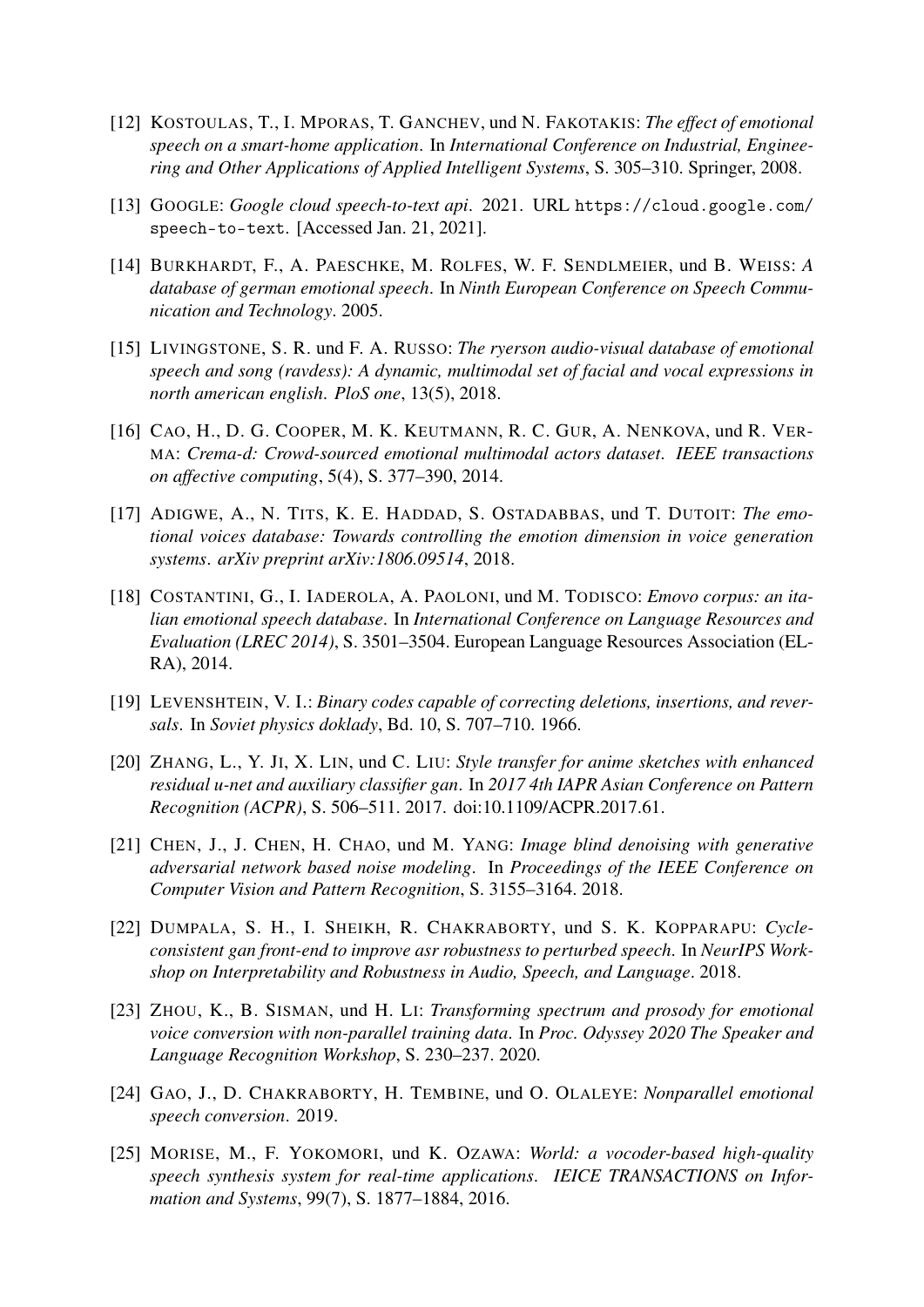[12] KOSTOULAS, T., I. MPORAS, T. GANCHEV, und N. FAKOTAKIS: *The effect of emotional speech on a smart-home application*. In *International Conference on Industrial, Engineering and Other Applications of Applied Intelligent Systems*, S. 305–310. Springer, 2008.

[13] GOOGLE: *Google cloud speech-to-text api*. 2021. URL `https://cloud.google.com/speech-to-text`. [Accessed Jan. 21, 2021].

[14] BURKHARDT, F., A. PAESCHKE, M. ROLFES, W. F. SENDLMEIER, und B. WEISS: *A database of german emotional speech*. In *Ninth European Conference on Speech Communication and Technology*. 2005.

[15] LIVINGSTONE, S. R. und F. A. RUSSO: *The ryerson audio-visual database of emotional speech and song (ravdess): A dynamic, multimodal set of facial and vocal expressions in north american english*. *PloS one*, 13(5), 2018.

[16] CAO, H., D. G. COOPER, M. K. KEUTMANN, R. C. GUR, A. NENKOVA, und R. VERMA: *Crema-d: Crowd-sourced emotional multimodal actors dataset*. *IEEE transactions on affective computing*, 5(4), S. 377–390, 2014.

[17] ADIGWE, A., N. TITS, K. E. HADDAD, S. OSTADABBAS, und T. DUTOIT: *The emotional voices database: Towards controlling the emotion dimension in voice generation systems*. *arXiv preprint arXiv:1806.09514*, 2018.

[18] COSTANTINI, G., I. IADEROLA, A. PAOLONI, und M. TODISCO: *Emovo corpus: an italian emotional speech database*. In *International Conference on Language Resources and Evaluation (LREC 2014)*, S. 3501–3504. European Language Resources Association (ELRA), 2014.

[19] LEVENSHTEIN, V. I.: *Binary codes capable of correcting deletions, insertions, and reversals*. In *Soviet physics doklady*, Bd. 10, S. 707–710. 1966.

[20] ZHANG, L., Y. JI, X. LIN, und C. LIU: *Style transfer for anime sketches with enhanced residual u-net and auxiliary classifier gan*. In *2017 4th IAPR Asian Conference on Pattern Recognition (ACPR)*, S. 506–511. 2017. doi:10.1109/ACPR.2017.61.

[21] CHEN, J., J. CHEN, H. CHAO, und M. YANG: *Image blind denoising with generative adversarial network based noise modeling*. In *Proceedings of the IEEE Conference on Computer Vision and Pattern Recognition*, S. 3155–3164. 2018.

[22] DUMPALA, S. H., I. SHEIKH, R. CHAKRABORTY, und S. K. KOPPARAPU: *Cycle-consistent gan front-end to improve asr robustness to perturbed speech*. In *NeurIPS Workshop on Interpretability and Robustness in Audio, Speech, and Language*. 2018.

[23] ZHOU, K., B. SISMAN, und H. LI: *Transforming spectrum and prosody for emotional voice conversion with non-parallel training data*. In *Proc. Odyssey 2020 The Speaker and Language Recognition Workshop*, S. 230–237. 2020.

[24] GAO, J., D. CHAKRABORTY, H. TEMBINE, und O. OLALEYE: *Nonparallel emotional speech conversion*. 2019.

[25] MORISE, M., F. YOKOMORI, und K. OZAWA: *World: a vocoder-based high-quality speech synthesis system for real-time applications*. *IEICE TRANSACTIONS on Information and Systems*, 99(7), S. 1877–1884, 2016.